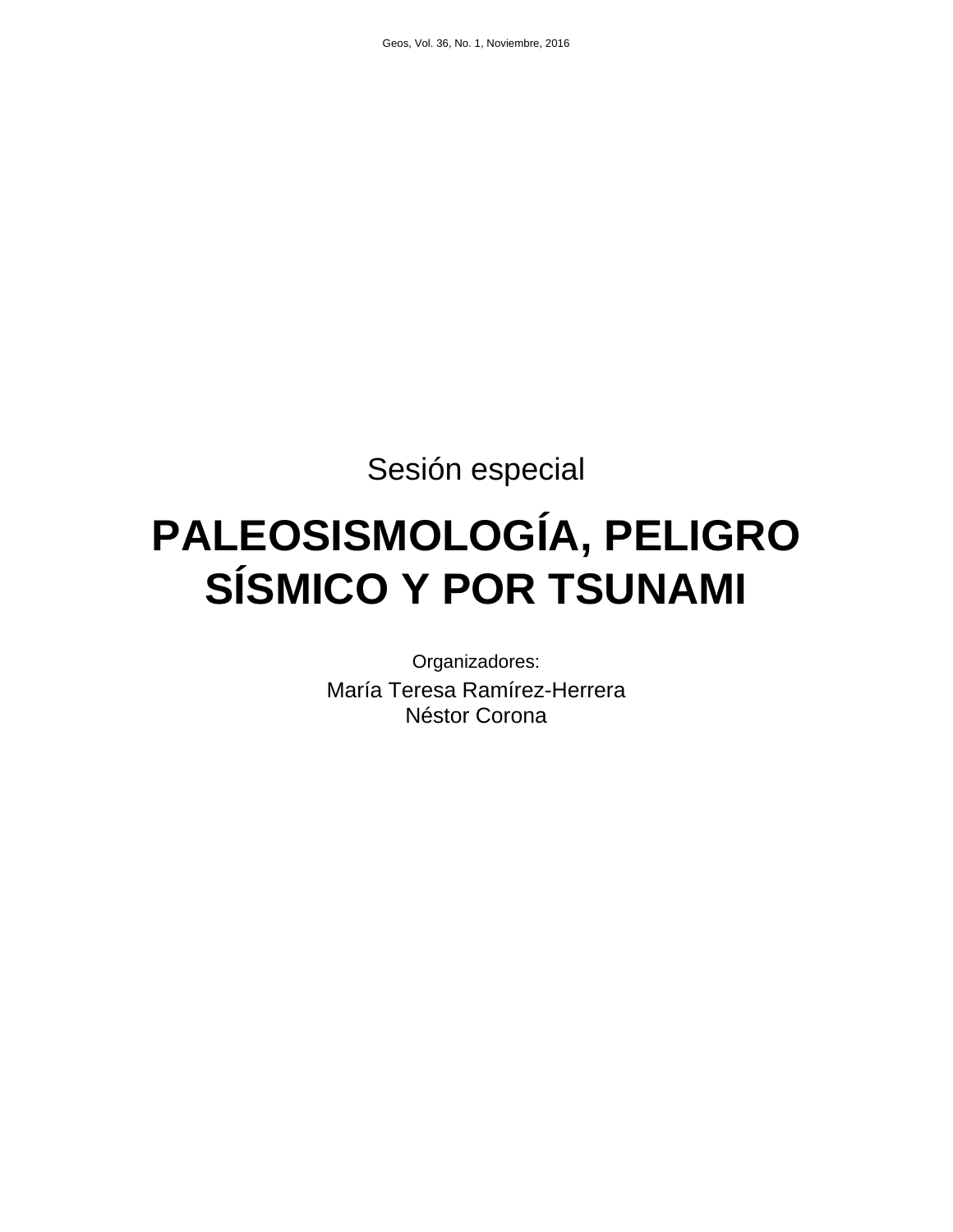Sesión especial

# PALEOSISMOLOGÍA, PELIGRO SÍSMICO Y POR TSUNAMI

Organizadores:

María Teresa Ramírez-Herrera
Néstor Corona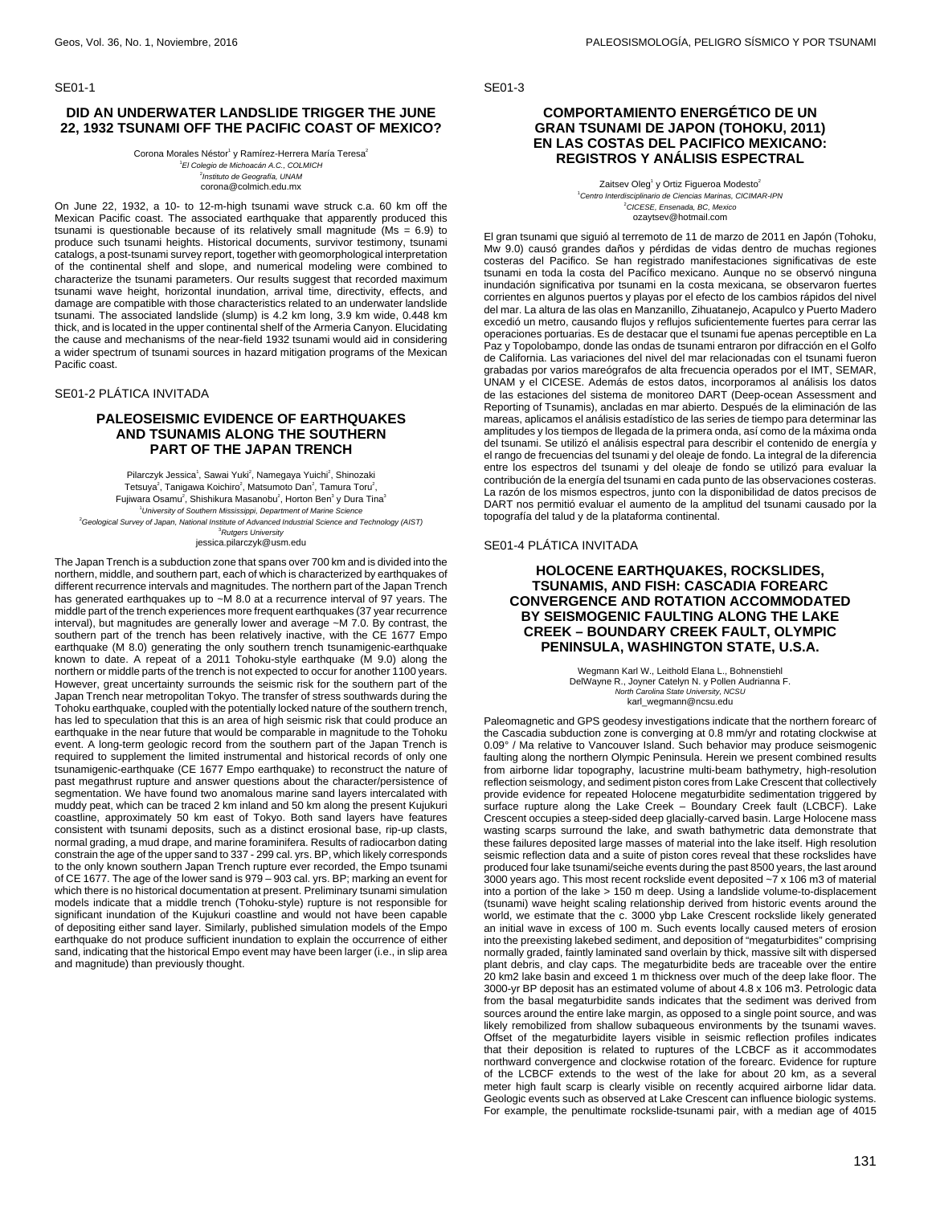SE01-1

## DID AN UNDERWATER LANDSLIDE TRIGGER THE JUNE 22, 1932 TSUNAMI OFF THE PACIFIC COAST OF MEXICO?

Corona Morales Néstor[1] y Ramírez-Herrera María Teresa[2]
[1]*El Colegio de Michoacán A.C., COLMICH*
[2]*Instituto de Geografía, UNAM*
corona@colmich.edu.mx

On June 22, 1932, a 10- to 12-m-high tsunami wave struck c.a. 60 km off the Mexican Pacific coast. The associated earthquake that apparently produced this tsunami is questionable because of its relatively small magnitude (Ms = 6.9) to produce such tsunami heights. Historical documents, survivor testimony, tsunami catalogs, a post-tsunami survey report, together with geomorphological interpretation of the continental shelf and slope, and numerical modeling were combined to characterize the tsunami parameters. Our results suggest that recorded maximum tsunami wave height, horizontal inundation, arrival time, directivity, effects, and damage are compatible with those characteristics related to an underwater landslide tsunami. The associated landslide (slump) is 4.2 km long, 3.9 km wide, 0.448 km thick, and is located in the upper continental shelf of the Armeria Canyon. Elucidating the cause and mechanisms of the near-field 1932 tsunami would aid in considering a wider spectrum of tsunami sources in hazard mitigation programs of the Mexican Pacific coast.

SE01-2 PLÁTICA INVITADA

## PALEOSEISMIC EVIDENCE OF EARTHQUAKES AND TSUNAMIS ALONG THE SOUTHERN PART OF THE JAPAN TRENCH

Pilarczyk Jessica[1], Sawai Yuki[2], Namegaya Yuichi[2], Shinozaki Tetsuya[2], Tanigawa Koichiro[2], Matsumoto Dan[2], Tamura Toru[2], Fujiwara Osamu[2], Shishikura Masanobu[2], Horton Ben[3] y Dura Tina[3]
[1]*University of Southern Mississippi, Department of Marine Science*
[2]*Geological Survey of Japan, National Institute of Advanced Industrial Science and Technology (AIST)*
[3]*Rutgers University*
jessica.pilarczyk@usm.edu

The Japan Trench is a subduction zone that spans over 700 km and is divided into the northern, middle, and southern part, each of which is characterized by earthquakes of different recurrence intervals and magnitudes. The northern part of the Japan Trench has generated earthquakes up to ~M 8.0 at a recurrence interval of 97 years. The middle part of the trench experiences more frequent earthquakes (37 year recurrence interval), but magnitudes are generally lower and average ~M 7.0. By contrast, the southern part of the trench has been relatively inactive, with the CE 1677 Empo earthquake (M 8.0) generating the only southern trench tsunamigenic-earthquake known to date. A repeat of a 2011 Tohoku-style earthquake (M 9.0) along the northern or middle parts of the trench is not expected to occur for another 1100 years. However, great uncertainty surrounds the seismic risk for the southern part of the Japan Trench near metropolitan Tokyo. The transfer of stress southwards during the Tohoku earthquake, coupled with the potentially locked nature of the southern trench, has led to speculation that this is an area of high seismic risk that could produce an earthquake in the near future that would be comparable in magnitude to the Tohoku event. A long-term geologic record from the southern part of the Japan Trench is required to supplement the limited instrumental and historical records of only one tsunamigenic-earthquake (CE 1677 Empo earthquake) to reconstruct the nature of past megathrust rupture and answer questions about the character/persistence of segmentation. We have found two anomalous marine sand layers intercalated with muddy peat, which can be traced 2 km inland and 50 km along the present Kujukuri coastline, approximately 50 km east of Tokyo. Both sand layers have features consistent with tsunami deposits, such as a distinct erosional base, rip-up clasts, normal grading, a mud drape, and marine foraminifera. Results of radiocarbon dating constrain the age of the upper sand to 337 - 299 cal. yrs. BP, which likely corresponds to the only known southern Japan Trench rupture ever recorded, the Empo tsunami of CE 1677. The age of the lower sand is 979 – 903 cal. yrs. BP; marking an event for which there is no historical documentation at present. Preliminary tsunami simulation models indicate that a middle trench (Tohoku-style) rupture is not responsible for significant inundation of the Kujukuri coastline and would not have been capable of depositing either sand layer. Similarly, published simulation models of the Empo earthquake do not produce sufficient inundation to explain the occurrence of either sand, indicating that the historical Empo event may have been larger (i.e., in slip area and magnitude) than previously thought.

SE01-3

## COMPORTAMIENTO ENERGÉTICO DE UN GRAN TSUNAMI DE JAPON (TOHOKU, 2011) EN LAS COSTAS DEL PACIFICO MEXICANO: REGISTROS Y ANÁLISIS ESPECTRAL

Zaitsev Oleg[1] y Ortiz Figueroa Modesto[2]
[1]*Centro Interdisciplinario de Ciencias Marinas, CICIMAR-IPN*
[2]*CICESE, Ensenada, BC, Mexico*
ozaytsev@hotmail.com

El gran tsunami que siguió al terremoto de 11 de marzo de 2011 en Japón (Tohoku, Mw 9.0) causó grandes daños y pérdidas de vidas dentro de muchas regiones costeras del Pacifico. Se han registrado manifestaciones significativas de este tsunami en toda la costa del Pacífico mexicano. Aunque no se observó ninguna inundación significativa por tsunami en la costa mexicana, se observaron fuertes corrientes en algunos puertos y playas por el efecto de los cambios rápidos del nivel del mar. La altura de las olas en Manzanillo, Zihuatanejo, Acapulco y Puerto Madero excedió un metro, causando flujos y reflujos suficientemente fuertes para cerrar las operaciones portuarias. Es de destacar que el tsunami fue apenas perceptible en La Paz y Topolobampo, donde las ondas de tsunami entraron por difracción en el Golfo de California. Las variaciones del nivel del mar relacionadas con el tsunami fueron grabadas por varios mareógrafos de alta frecuencia operados por el IMT, SEMAR, UNAM y el CICESE. Además de estos datos, incorporamos al análisis los datos de las estaciones del sistema de monitoreo DART (Deep-ocean Assessment and Reporting of Tsunamis), ancladas en mar abierto. Después de la eliminación de las mareas, aplicamos el análisis estadístico de las series de tiempo para determinar las amplitudes y los tiempos de llegada de la primera onda, así como de la máxima onda del tsunami. Se utilizó el análisis espectral para describir el contenido de energía y el rango de frecuencias del tsunami y del oleaje de fondo. La integral de la diferencia entre los espectros del tsunami y del oleaje de fondo se utilizó para evaluar la contribución de la energía del tsunami en cada punto de las observaciones costeras. La razón de los mismos espectros, junto con la disponibilidad de datos precisos de DART nos permitió evaluar el aumento de la amplitud del tsunami causado por la topografía del talud y de la plataforma continental.

SE01-4 PLÁTICA INVITADA

## HOLOCENE EARTHQUAKES, ROCKSLIDES, TSUNAMIS, AND FISH: CASCADIA FOREARC CONVERGENCE AND ROTATION ACCOMMODATED BY SEISMOGENIC FAULTING ALONG THE LAKE CREEK – BOUNDARY CREEK FAULT, OLYMPIC PENINSULA, WASHINGTON STATE, U.S.A.

Wegmann Karl W., Leithold Elana L., Bohnenstiehl DelWayne R., Joyner Catelyn N. y Pollen Audrianna F.
*North Carolina State University, NCSU*
karl_wegmann@ncsu.edu

Paleomagnetic and GPS geodesy investigations indicate that the northern forearc of the Cascadia subduction zone is converging at 0.8 mm/yr and rotating clockwise at 0.09° / Ma relative to Vancouver Island. Such behavior may produce seismogenic faulting along the northern Olympic Peninsula. Herein we present combined results from airborne lidar topography, lacustrine multi-beam bathymetry, high-resolution reflection seismology, and sediment piston cores from Lake Crescent that collectively provide evidence for repeated Holocene megaturbidite sedimentation triggered by surface rupture along the Lake Creek – Boundary Creek fault (LCBCF). Lake Crescent occupies a steep-sided deep glacially-carved basin. Large Holocene mass wasting scarps surround the lake, and swath bathymetric data demonstrate that these failures deposited large masses of material into the lake itself. High resolution seismic reflection data and a suite of piston cores reveal that these rockslides have produced four lake tsunami/seiche events during the past 8500 years, the last around 3000 years ago. This most recent rockslide event deposited ~7 x 106 m3 of material into a portion of the lake > 150 m deep. Using a landslide volume-to-displacement (tsunami) wave height scaling relationship derived from historic events around the world, we estimate that the c. 3000 ybp Lake Crescent rockslide likely generated an initial wave in excess of 100 m. Such events locally caused meters of erosion into the preexisting lakebed sediment, and deposition of "megaturbidites" comprising normally graded, faintly laminated sand overlain by thick, massive silt with dispersed plant debris, and clay caps. The megaturbidite beds are traceable over the entire 20 km2 lake basin and exceed 1 m thickness over much of the deep lake floor. The 3000-yr BP deposit has an estimated volume of about 4.8 x 106 m3. Petrologic data from the basal megaturbidite sands indicates that the sediment was derived from sources around the entire lake margin, as opposed to a single point source, and was likely remobilized from shallow subaqueous environments by the tsunami waves. Offset of the megaturbidite layers visible in seismic reflection profiles indicates that their deposition is related to ruptures of the LCBCF as it accommodates northward convergence and clockwise rotation of the forearc. Evidence for rupture of the LCBCF extends to the west of the lake for about 20 km, as a several meter high fault scarp is clearly visible on recently acquired airborne lidar data. Geologic events such as observed at Lake Crescent can influence biologic systems. For example, the penultimate rockslide-tsunami pair, with a median age of 4015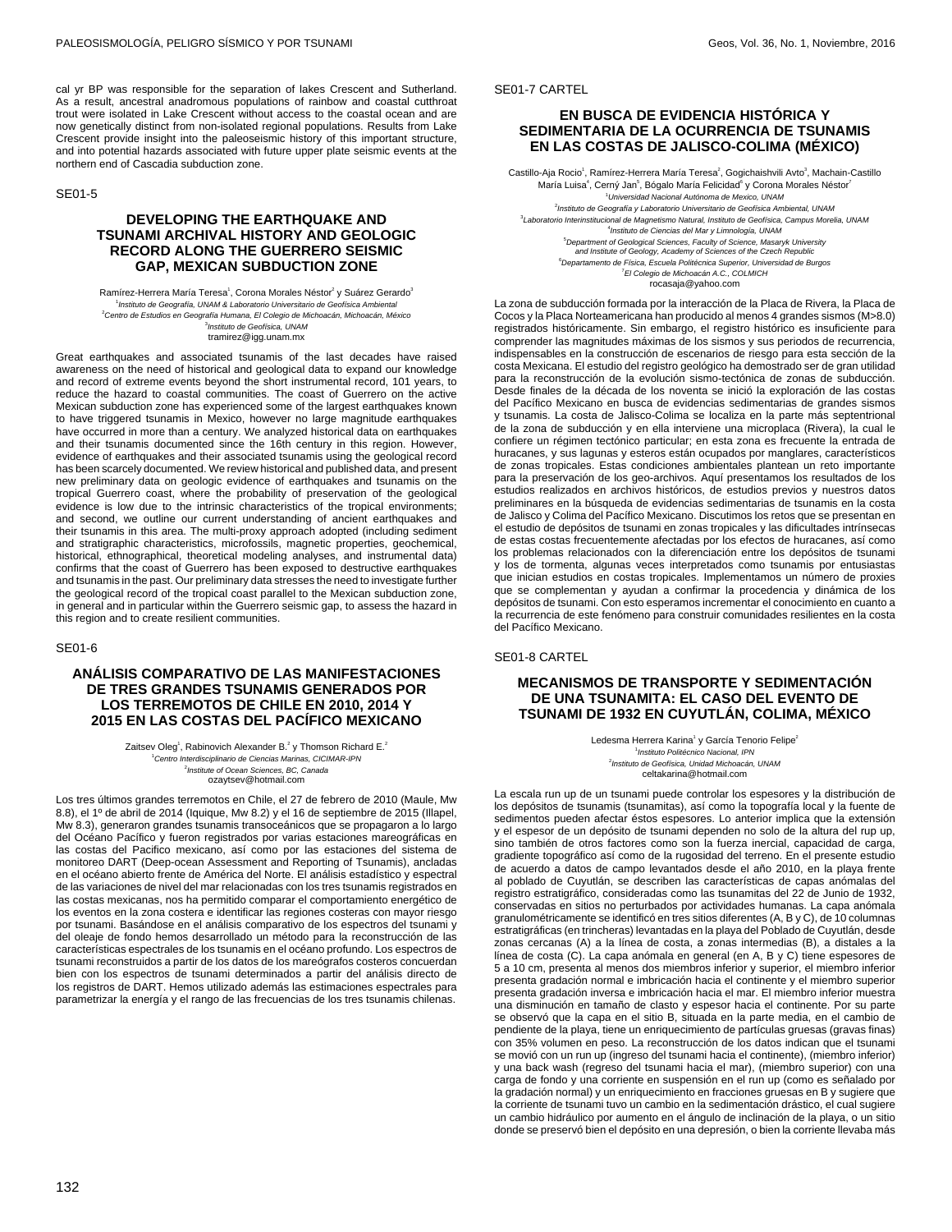cal yr BP was responsible for the separation of lakes Crescent and Sutherland. As a result, ancestral anadromous populations of rainbow and coastal cutthroat trout were isolated in Lake Crescent without access to the coastal ocean and are now genetically distinct from non-isolated regional populations. Results from Lake Crescent provide insight into the paleoseismic history of this important structure, and into potential hazards associated with future upper plate seismic events at the northern end of Cascadia subduction zone.

SE01-5

## DEVELOPING THE EARTHQUAKE AND TSUNAMI ARCHIVAL HISTORY AND GEOLOGIC RECORD ALONG THE GUERRERO SEISMIC GAP, MEXICAN SUBDUCTION ZONE

Ramírez-Herrera María Teresa[1], Corona Morales Néstor[2] y Suárez Gerardo[3]
[1]*Instituto de Geografía, UNAM & Laboratorio Universitario de Geofísica Ambiental*
[2]*Centro de Estudios en Geografía Humana, El Colegio de Michoacán, Michoacán, México*
[3]*Instituto de Geofísica, UNAM*
tramirez@igg.unam.mx

Great earthquakes and associated tsunamis of the last decades have raised awareness on the need of historical and geological data to expand our knowledge and record of extreme events beyond the short instrumental record, 101 years, to reduce the hazard to coastal communities. The coast of Guerrero on the active Mexican subduction zone has experienced some of the largest earthquakes known to have triggered tsunamis in Mexico, however no large magnitude earthquakes have occurred in more than a century. We analyzed historical data on earthquakes and their tsunamis documented since the 16th century in this region. However, evidence of earthquakes and their associated tsunamis using the geological record has been scarcely documented. We review historical and published data, and present new preliminary data on geologic evidence of earthquakes and tsunamis on the tropical Guerrero coast, where the probability of preservation of the geological evidence is low due to the intrinsic characteristics of the tropical environments; and second, we outline our current understanding of ancient earthquakes and their tsunamis in this area. The multi-proxy approach adopted (including sediment and stratigraphic characteristics, microfossils, magnetic properties, geochemical, historical, ethnographical, theoretical modeling analyses, and instrumental data) confirms that the coast of Guerrero has been exposed to destructive earthquakes and tsunamis in the past. Our preliminary data stresses the need to investigate further the geological record of the tropical coast parallel to the Mexican subduction zone, in general and in particular within the Guerrero seismic gap, to assess the hazard in this region and to create resilient communities.

SE01-6

## ANÁLISIS COMPARATIVO DE LAS MANIFESTACIONES DE TRES GRANDES TSUNAMIS GENERADOS POR LOS TERREMOTOS DE CHILE EN 2010, 2014 Y 2015 EN LAS COSTAS DEL PACÍFICO MEXICANO

Zaitsev Oleg[1], Rabinovich Alexander B.[2] y Thomson Richard E.[2]
[1]*Centro Interdisciplinario de Ciencias Marinas, CICIMAR-IPN*
[2]*Institute of Ocean Sciences, BC, Canada*
ozaytsev@hotmail.com

Los tres últimos grandes terremotos en Chile, el 27 de febrero de 2010 (Maule, Mw 8.8), el 1º de abril de 2014 (Iquique, Mw 8.2) y el 16 de septiembre de 2015 (Illapel, Mw 8.3), generaron grandes tsunamis transoceánicos que se propagaron a lo largo del Océano Pacífico y fueron registrados por varias estaciones mareográficas en las costas del Pacifico mexicano, así como por las estaciones del sistema de monitoreo DART (Deep-ocean Assessment and Reporting of Tsunamis), ancladas en el océano abierto frente de América del Norte. El análisis estadístico y espectral de las variaciones de nivel del mar relacionadas con los tres tsunamis registrados en las costas mexicanas, nos ha permitido comparar el comportamiento energético de los eventos en la zona costera e identificar las regiones costeras con mayor riesgo por tsunami. Basándose en el análisis comparativo de los espectros del tsunami y del oleaje de fondo hemos desarrollado un método para la reconstrucción de las características espectrales de los tsunamis en el océano profundo. Los espectros de tsunami reconstruidos a partir de los datos de los mareógrafos costeros concuerdan bien con los espectros de tsunami determinados a partir del análisis directo de los registros de DART. Hemos utilizado además las estimaciones espectrales para parametrizar la energía y el rango de las frecuencias de los tres tsunamis chilenas.

SE01-7 CARTEL

## EN BUSCA DE EVIDENCIA HISTÓRICA Y SEDIMENTARIA DE LA OCURRENCIA DE TSUNAMIS EN LAS COSTAS DE JALISCO-COLIMA (MÉXICO)

Castillo-Aja Rocio[1], Ramírez-Herrera María Teresa[2], Gogichaishvili Avto[3], Machain-Castillo María Luisa[4], Cerný Jan[5], Bógalo María Felicidad[6] y Corona Morales Néstor[7]
[1]*Universidad Nacional Autónoma de Mexico, UNAM*
[2]*Instituto de Geografía y Laboratorio Universitario de Geofísica Ambiental, UNAM*
[3]*Laboratorio Interinstitucional de Magnetismo Natural, Instituto de Geofísica, Campus Morelia, UNAM*
[4]*Instituto de Ciencias del Mar y Limnología, UNAM*
[5]*Department of Geological Sciences, Faculty of Science, Masaryk University and Institute of Geology, Academy of Sciences of the Czech Republic*
[6]*Departamento de Física, Escuela Politécnica Superior, Universidad de Burgos*
[7]*El Colegio de Michoacán A.C., COLMICH*
rocasaja@yahoo.com

La zona de subducción formada por la interacción de la Placa de Rivera, la Placa de Cocos y la Placa Norteamericana han producido al menos 4 grandes sismos (M>8.0) registrados históricamente. Sin embargo, el registro histórico es insuficiente para comprender las magnitudes máximas de los sismos y sus periodos de recurrencia, indispensables en la construcción de escenarios de riesgo para esta sección de la costa Mexicana. El estudio del registro geológico ha demostrado ser de gran utilidad para la reconstrucción de la evolución sismo-tectónica de zonas de subducción. Desde finales de la década de los noventa se inició la exploración de las costas del Pacífico Mexicano en busca de evidencias sedimentarias de grandes sismos y tsunamis. La costa de Jalisco-Colima se localiza en la parte más septentrional de la zona de subducción y en ella interviene una microplaca (Rivera), la cual le confiere un régimen tectónico particular; en esta zona es frecuente la entrada de huracanes, y sus lagunas y esteros están ocupados por manglares, característicos de zonas tropicales. Estas condiciones ambientales plantean un reto importante para la preservación de los geo-archivos. Aquí presentamos los resultados de los estudios realizados en archivos históricos, de estudios previos y nuestros datos preliminares en la búsqueda de evidencias sedimentarias de tsunamis en la costa de Jalisco y Colima del Pacífico Mexicano. Discutimos los retos que se presentan en el estudio de depósitos de tsunami en zonas tropicales y las dificultades intrínsecas de estas costas frecuentemente afectadas por los efectos de huracanes, así como los problemas relacionados con la diferenciación entre los depósitos de tsunami y los de tormenta, algunas veces interpretados como tsunamis por entusiastas que inician estudios en costas tropicales. Implementamos un número de proxies que se complementan y ayudan a confirmar la procedencia y dinámica de los depósitos de tsunami. Con esto esperamos incrementar el conocimiento en cuanto a la recurrencia de este fenómeno para construir comunidades resilientes en la costa del Pacífico Mexicano.

SE01-8 CARTEL

## MECANISMOS DE TRANSPORTE Y SEDIMENTACIÓN DE UNA TSUNAMITA: EL CASO DEL EVENTO DE TSUNAMI DE 1932 EN CUYUTLÁN, COLIMA, MÉXICO

Ledesma Herrera Karina[1] y García Tenorio Felipe[2]
[1]*Instituto Politécnico Nacional, IPN*
[2]*Instituto de Geofísica, Unidad Michoacán, UNAM*
celtakarina@hotmail.com

La escala run up de un tsunami puede controlar los espesores y la distribución de los depósitos de tsunamis (tsunamitas), así como la topografía local y la fuente de sedimentos pueden afectar éstos espesores. Lo anterior implica que la extensión y el espesor de un depósito de tsunami dependen no solo de la altura del run up, sino también de otros factores como son la fuerza inercial, capacidad de carga, gradiente topográfico así como de la rugosidad del terreno. En el presente estudio de acuerdo a datos de campo levantados desde el año 2010, en la playa frente al poblado de Cuyutlán, se describen las características de capas anómalas del registro estratigráfico, consideradas como las tsunamitas del 22 de Junio de 1932, conservadas en sitios no perturbados por actividades humanas. La capa anómala granulométricamente se identificó en tres sitios diferentes (A, B y C), de 10 columnas estratigráficas (en trincheras) levantadas en la playa del Poblado de Cuyutlán, desde zonas cercanas (A) a la línea de costa, a zonas intermedias (B), a distales a la línea de costa (C). La capa anómala en general (en A, B y C) tiene espesores de 5 a 10 cm, presenta al menos dos miembros inferior y superior, el miembro inferior presenta gradación normal e imbricación hacia el continente y el miembro superior presenta gradación inversa e imbricación hacia el mar. El miembro inferior muestra una disminución en tamaño de clasto y espesor hacia el continente. Por su parte se observó que la capa en el sitio B, situada en la parte media, en el cambio de pendiente de la playa, tiene un enriquecimiento de partículas gruesas (gravas finas) con 35% volumen en peso. La reconstrucción de los datos indican que el tsunami se movió con un run up (ingreso del tsunami hacia el continente), (miembro inferior) y una back wash (regreso del tsunami hacia el mar), (miembro superior) con una carga de fondo y una corriente en suspensión en el run up (como es señalado por la gradación normal) y un enriquecimiento en fracciones gruesas en B y sugiere que la corriente de tsunami tuvo un cambio en la sedimentación drástico, el cual sugiere un cambio hidráulico por aumento en el ángulo de inclinación de la playa, o un sitio donde se preservó bien el depósito en una depresión, o bien la corriente llevaba más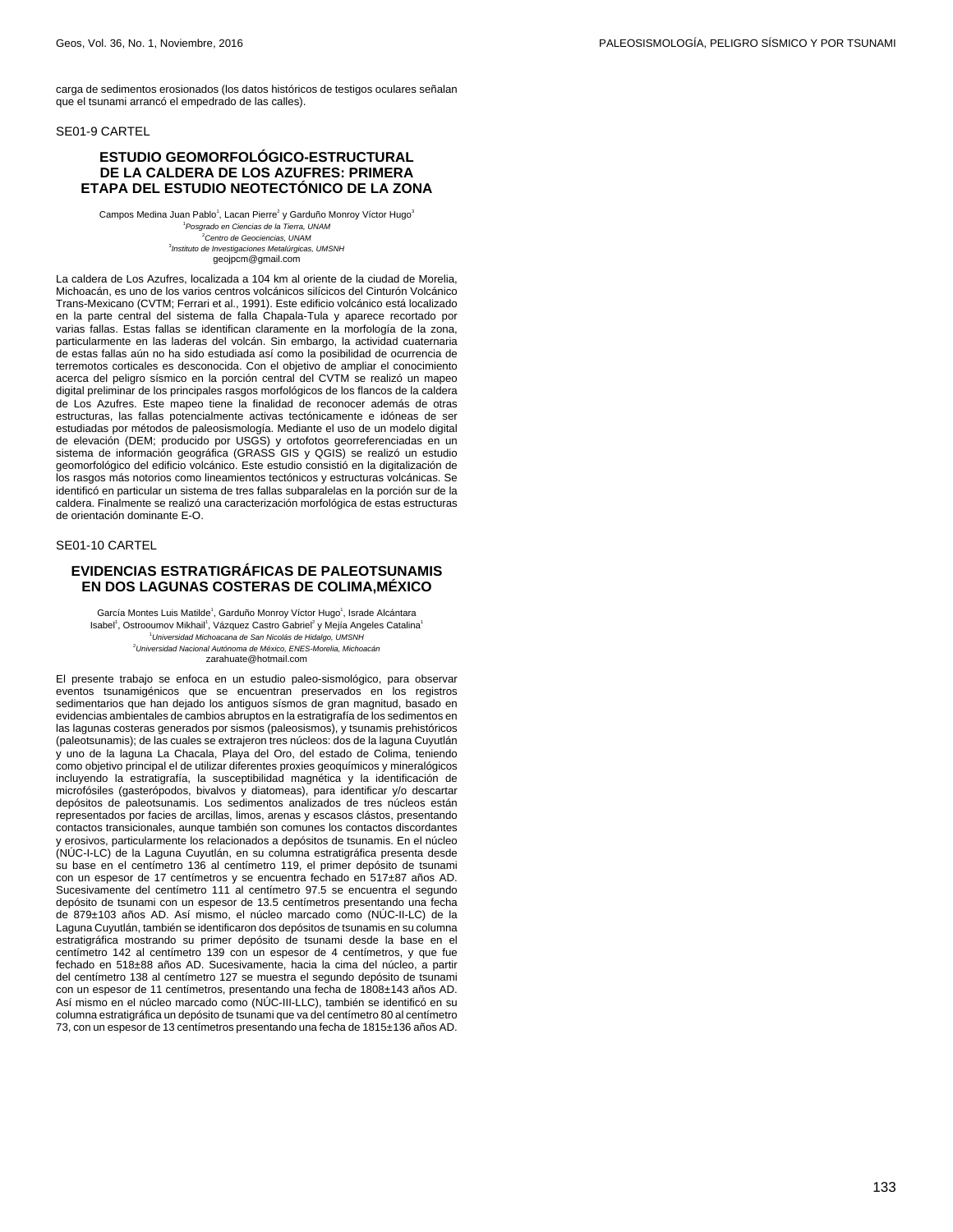carga de sedimentos erosionados (los datos históricos de testigos oculares señalan que el tsunami arrancó el empedrado de las calles).

SE01-9 CARTEL

## ESTUDIO GEOMORFOLÓGICO-ESTRUCTURAL DE LA CALDERA DE LOS AZUFRES: PRIMERA ETAPA DEL ESTUDIO NEOTECTÓNICO DE LA ZONA

Campos Medina Juan Pablo[1], Lacan Pierre[2] y Garduño Monroy Víctor Hugo[3]

[1]*Posgrado en Ciencias de la Tierra, UNAM*
[2]*Centro de Geociencias, UNAM*
[3]*Instituto de Investigaciones Metalúrgicas, UMSNH*
geojpcm@gmail.com

La caldera de Los Azufres, localizada a 104 km al oriente de la ciudad de Morelia, Michoacán, es uno de los varios centros volcánicos silícicos del Cinturón Volcánico Trans-Mexicano (CVTM; Ferrari et al., 1991). Este edificio volcánico está localizado en la parte central del sistema de falla Chapala-Tula y aparece recortado por varias fallas. Estas fallas se identifican claramente en la morfología de la zona, particularmente en las laderas del volcán. Sin embargo, la actividad cuaternaria de estas fallas aún no ha sido estudiada así como la posibilidad de ocurrencia de terremotos corticales es desconocida. Con el objetivo de ampliar el conocimiento acerca del peligro sísmico en la porción central del CVTM se realizó un mapeo digital preliminar de los principales rasgos morfológicos de los flancos de la caldera de Los Azufres. Este mapeo tiene la finalidad de reconocer además de otras estructuras, las fallas potencialmente activas tectónicamente e idóneas de ser estudiadas por métodos de paleosismología. Mediante el uso de un modelo digital de elevación (DEM; producido por USGS) y ortofotos georreferenciadas en un sistema de información geográfica (GRASS GIS y QGIS) se realizó un estudio geomorfológico del edificio volcánico. Este estudio consistió en la digitalización de los rasgos más notorios como lineamientos tectónicos y estructuras volcánicas. Se identificó en particular un sistema de tres fallas subparalelas en la porción sur de la caldera. Finalmente se realizó una caracterización morfológica de estas estructuras de orientación dominante E-O.

SE01-10 CARTEL

## EVIDENCIAS ESTRATIGRÁFICAS DE PALEOTSUNAMIS EN DOS LAGUNAS COSTERAS DE COLIMA,MÉXICO

García Montes Luis Matilde[1], Garduño Monroy Víctor Hugo[1], Israde Alcántara Isabel[1], Ostrooumov Mikhail[1], Vázquez Castro Gabriel[2] y Mejía Angeles Catalina[1]

[1]*Universidad Michoacana de San Nicolás de Hidalgo, UMSNH*
[2]*Universidad Nacional Autónoma de México, ENES-Morelia, Michoacán*
zarahuate@hotmail.com

El presente trabajo se enfoca en un estudio paleo-sismológico, para observar eventos tsunamigénicos que se encuentran preservados en los registros sedimentarios que han dejado los antiguos sísmos de gran magnitud, basado en evidencias ambientales de cambios abruptos en la estratigrafía de los sedimentos en las lagunas costeras generados por sismos (paleosismos), y tsunamis prehistóricos (paleotsunamis); de las cuales se extrajeron tres núcleos: dos de la laguna Cuyutlán y uno de la laguna La Chacala, Playa del Oro, del estado de Colima, teniendo como objetivo principal el de utilizar diferentes proxies geoquímicos y mineralógicos incluyendo la estratigrafía, la susceptibilidad magnética y la identificación de microfósiles (gasterópodos, bivalvos y diatomeas), para identificar y/o descartar depósitos de paleotsunamis. Los sedimentos analizados de tres núcleos están representados por facies de arcillas, limos, arenas y escasos clástos, presentando contactos transicionales, aunque también son comunes los contactos discordantes y erosivos, particularmente los relacionados a depósitos de tsunamis. En el núcleo (NÚC-I-LC) de la Laguna Cuyutlán, en su columna estratigráfica presenta desde su base en el centímetro 136 al centímetro 119, el primer depósito de tsunami con un espesor de 17 centímetros y se encuentra fechado en 517±87 años AD. Sucesivamente del centímetro 111 al centímetro 97.5 se encuentra el segundo depósito de tsunami con un espesor de 13.5 centímetros presentando una fecha de 879±103 años AD. Así mismo, el núcleo marcado como (NÚC-II-LC) de la Laguna Cuyutlán, también se identificaron dos depósitos de tsunamis en su columna estratigráfica mostrando su primer depósito de tsunami desde la base en el centímetro 142 al centímetro 139 con un espesor de 4 centímetros, y que fue fechado en 518±88 años AD. Sucesivamente, hacia la cima del núcleo, a partir del centímetro 138 al centímetro 127 se muestra el segundo depósito de tsunami con un espesor de 11 centímetros, presentando una fecha de 1808±143 años AD. Así mismo en el núcleo marcado como (NÚC-III-LLC), también se identificó en su columna estratigráfica un depósito de tsunami que va del centímetro 80 al centímetro 73, con un espesor de 13 centímetros presentando una fecha de 1815±136 años AD.